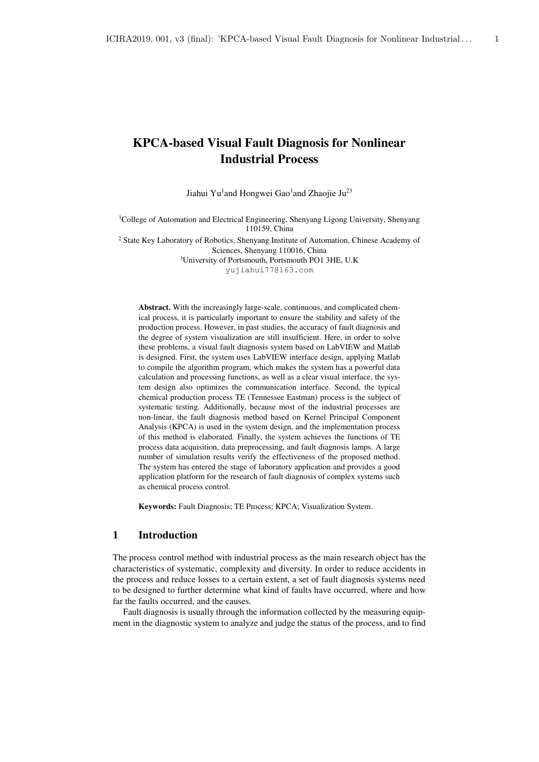# KPCA-based Visual Fault Diagnosis for Nonlinear Industrial Process

Jiahui Yu[1]and Hongwei Gao[1]and Zhaojie Ju[23]

[1]College of Automation and Electrical Engineering, Shenyang Ligong University, Shenyang 110159, China

[2] State Key Laboratory of Robotics, Shenyang Institute of Automation, Chinese Academy of Sciences, Shenyang 110016, China

[3]University of Portsmouth, Portsmouth PO1 3HE, U.K

yujiahui77@163.com

**Abstract.** With the increasingly large-scale, continuous, and complicated chemical process, it is particularly important to ensure the stability and safety of the production process. However, in past studies, the accuracy of fault diagnosis and the degree of system visualization are still insufficient. Here, in order to solve these problems, a visual fault diagnosis system based on LabVIEW and Matlab is designed. First, the system uses LabVIEW interface design, applying Matlab to compile the algorithm program, which makes the system has a powerful data calculation and processing functions, as well as a clear visual interface, the system design also optimizes the communication interface. Second, the typical chemical production process TE (Tennessee Eastman) process is the subject of systematic testing. Additionally, because most of the industrial processes are non-linear, the fault diagnosis method based on Kernel Principal Component Analysis (KPCA) is used in the system design, and the implementation process of this method is elaborated. Finally, the system achieves the functions of TE process data acquisition, data preprocessing, and fault diagnosis lamps. A large number of simulation results verify the effectiveness of the proposed method. The system has entered the stage of laboratory application and provides a good application platform for the research of fault diagnosis of complex systems such as chemical process control.

**Keywords:** Fault Diagnosis; TE Process; KPCA; Visualization System.

## 1 Introduction

The process control method with industrial process as the main research object has the characteristics of systematic, complexity and diversity. In order to reduce accidents in the process and reduce losses to a certain extent, a set of fault diagnosis systems need to be designed to further determine what kind of faults have occurred, where and how far the faults occurred, and the causes.

Fault diagnosis is usually through the information collected by the measuring equipment in the diagnostic system to analyze and judge the status of the process, and to find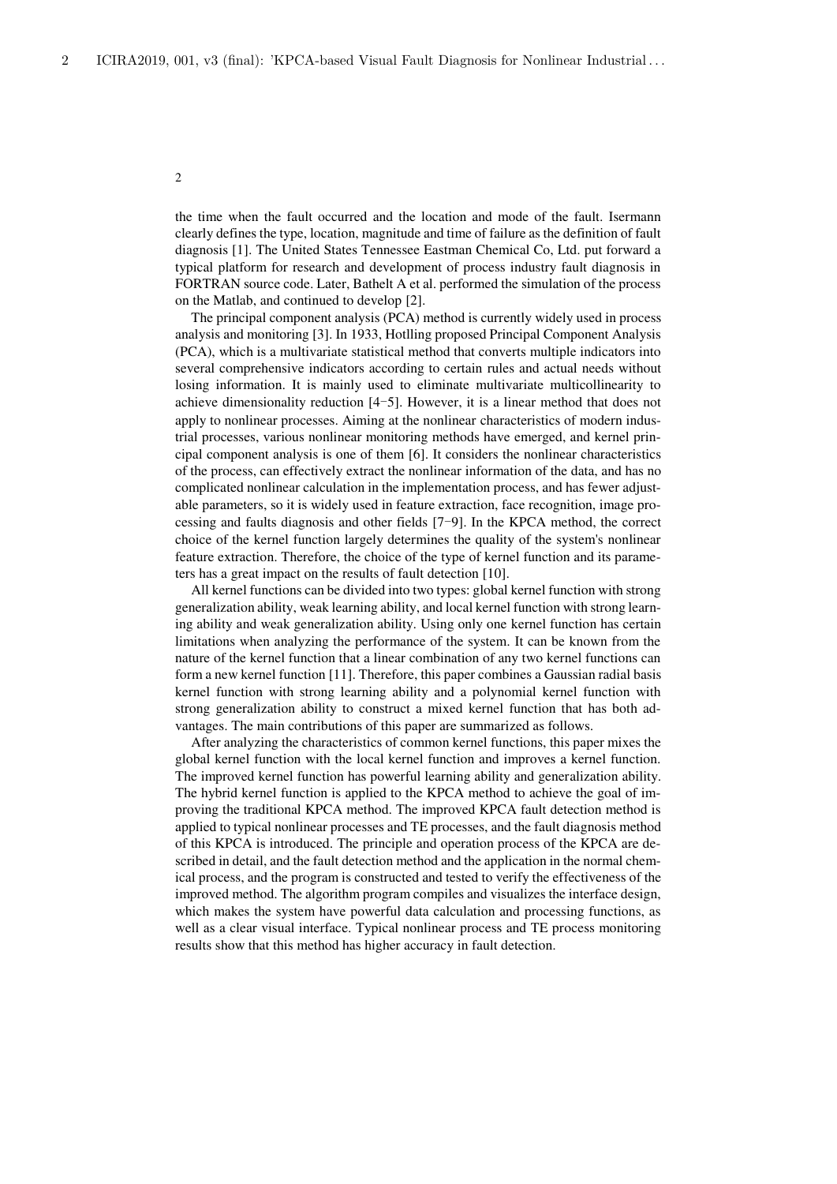the time when the fault occurred and the location and mode of the fault. Isermann clearly defines the type, location, magnitude and time of failure as the definition of fault diagnosis [1]. The United States Tennessee Eastman Chemical Co, Ltd. put forward a typical platform for research and development of process industry fault diagnosis in FORTRAN source code. Later, Bathelt A et al. performed the simulation of the process on the Matlab, and continued to develop [2].

The principal component analysis (PCA) method is currently widely used in process analysis and monitoring [3]. In 1933, Hotlling proposed Principal Component Analysis (PCA), which is a multivariate statistical method that converts multiple indicators into several comprehensive indicators according to certain rules and actual needs without losing information. It is mainly used to eliminate multivariate multicollinearity to achieve dimensionality reduction [4−5]. However, it is a linear method that does not apply to nonlinear processes. Aiming at the nonlinear characteristics of modern industrial processes, various nonlinear monitoring methods have emerged, and kernel principal component analysis is one of them [6]. It considers the nonlinear characteristics of the process, can effectively extract the nonlinear information of the data, and has no complicated nonlinear calculation in the implementation process, and has fewer adjustable parameters, so it is widely used in feature extraction, face recognition, image processing and faults diagnosis and other fields [7−9]. In the KPCA method, the correct choice of the kernel function largely determines the quality of the system's nonlinear feature extraction. Therefore, the choice of the type of kernel function and its parameters has a great impact on the results of fault detection [10].

All kernel functions can be divided into two types: global kernel function with strong generalization ability, weak learning ability, and local kernel function with strong learning ability and weak generalization ability. Using only one kernel function has certain limitations when analyzing the performance of the system. It can be known from the nature of the kernel function that a linear combination of any two kernel functions can form a new kernel function [11]. Therefore, this paper combines a Gaussian radial basis kernel function with strong learning ability and a polynomial kernel function with strong generalization ability to construct a mixed kernel function that has both advantages. The main contributions of this paper are summarized as follows.

After analyzing the characteristics of common kernel functions, this paper mixes the global kernel function with the local kernel function and improves a kernel function. The improved kernel function has powerful learning ability and generalization ability. The hybrid kernel function is applied to the KPCA method to achieve the goal of improving the traditional KPCA method. The improved KPCA fault detection method is applied to typical nonlinear processes and TE processes, and the fault diagnosis method of this KPCA is introduced. The principle and operation process of the KPCA are described in detail, and the fault detection method and the application in the normal chemical process, and the program is constructed and tested to verify the effectiveness of the improved method. The algorithm program compiles and visualizes the interface design, which makes the system have powerful data calculation and processing functions, as well as a clear visual interface. Typical nonlinear process and TE process monitoring results show that this method has higher accuracy in fault detection.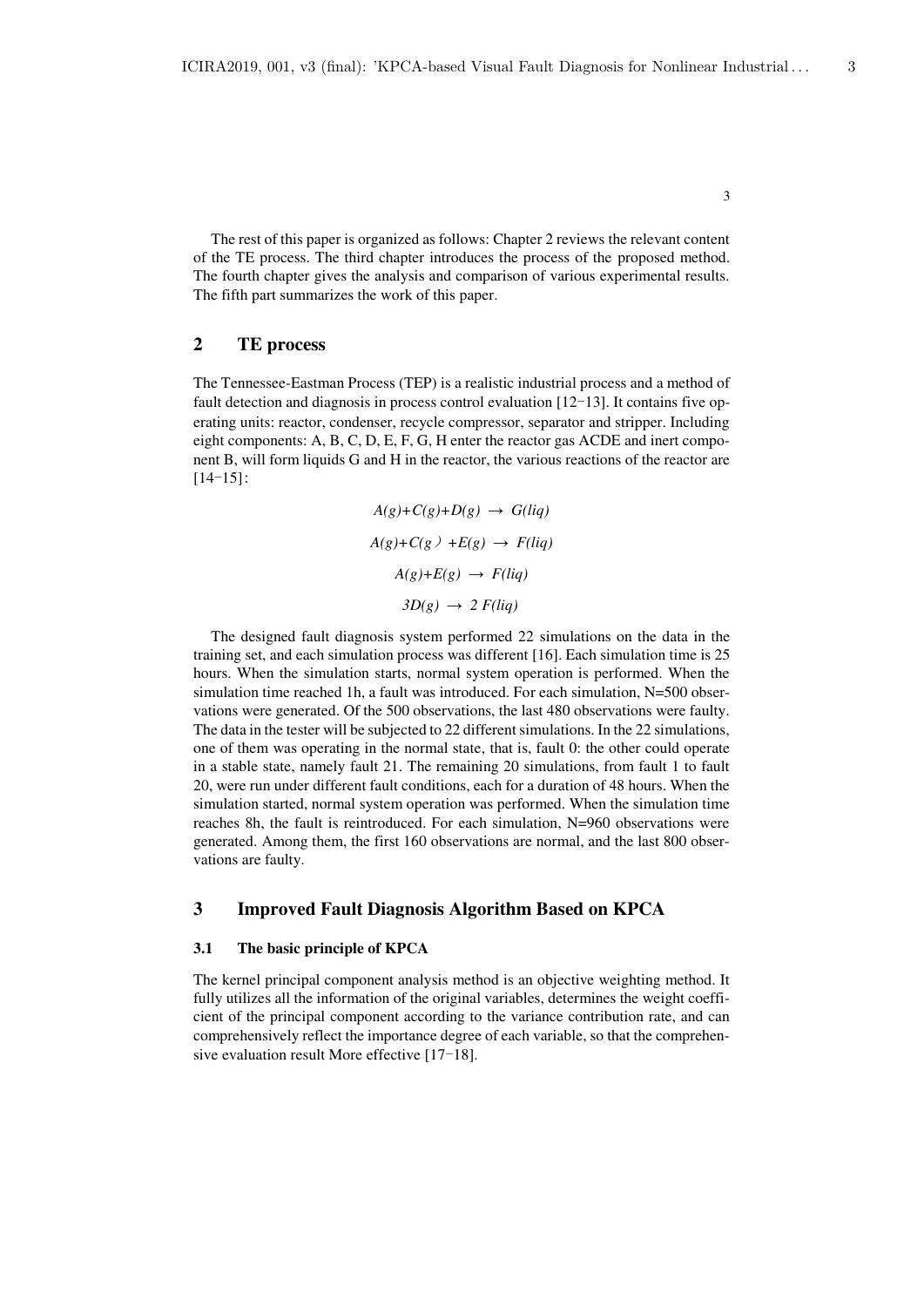The rest of this paper is organized as follows: Chapter 2 reviews the relevant content of the TE process. The third chapter introduces the process of the proposed method. The fourth chapter gives the analysis and comparison of various experimental results. The fifth part summarizes the work of this paper.

## 2 TE process

The Tennessee-Eastman Process (TEP) is a realistic industrial process and a method of fault detection and diagnosis in process control evaluation [12−13]. It contains five operating units: reactor, condenser, recycle compressor, separator and stripper. Including eight components: A, B, C, D, E, F, G, H enter the reactor gas ACDE and inert component B, will form liquids G and H in the reactor, the various reactions of the reactor are [14−15]:

$$A(g)+C(g)+D(g) \rightarrow G(liq)$$

$$A(g)+C(g)+E(g) \rightarrow F(liq)$$

$$A(g)+E(g) \rightarrow F(liq)$$

$$3D(g) \rightarrow 2F(liq)$$

The designed fault diagnosis system performed 22 simulations on the data in the training set, and each simulation process was different [16]. Each simulation time is 25 hours. When the simulation starts, normal system operation is performed. When the simulation time reached 1h, a fault was introduced. For each simulation, N=500 observations were generated. Of the 500 observations, the last 480 observations were faulty. The data in the tester will be subjected to 22 different simulations. In the 22 simulations, one of them was operating in the normal state, that is, fault 0: the other could operate in a stable state, namely fault 21. The remaining 20 simulations, from fault 1 to fault 20, were run under different fault conditions, each for a duration of 48 hours. When the simulation started, normal system operation was performed. When the simulation time reaches 8h, the fault is reintroduced. For each simulation, N=960 observations were generated. Among them, the first 160 observations are normal, and the last 800 observations are faulty.

## 3 Improved Fault Diagnosis Algorithm Based on KPCA

### 3.1 The basic principle of KPCA

The kernel principal component analysis method is an objective weighting method. It fully utilizes all the information of the original variables, determines the weight coefficient of the principal component according to the variance contribution rate, and can comprehensively reflect the importance degree of each variable, so that the comprehensive evaluation result More effective [17−18].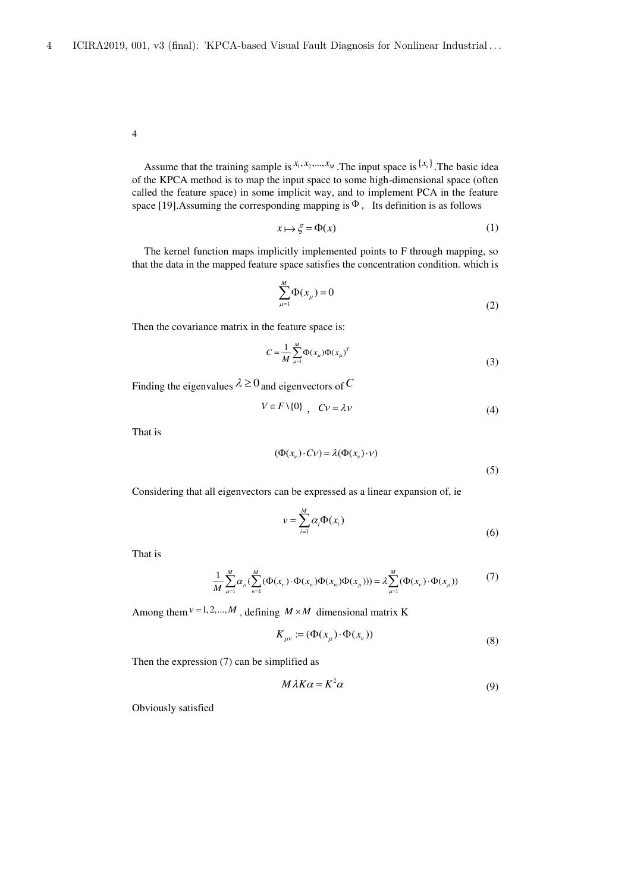Assume that the training sample is $x_1, x_2, ..., x_M$ .The input space is $\{x_i\}$ .The basic idea of the KPCA method is to map the input space to some high-dimensional space (often called the feature space) in some implicit way, and to implement PCA in the feature space [19].Assuming the corresponding mapping is $\Phi$ , Its definition is as follows

$$x \mapsto \xi = \Phi(x) \tag{1}$$

The kernel function maps implicitly implemented points to F through mapping, so that the data in the mapped feature space satisfies the concentration condition. which is

$$\sum_{\mu=1}^{M} \Phi(x_\mu) = 0 \tag{2}$$

Then the covariance matrix in the feature space is:

$$C = \frac{1}{M} \sum_{\mu=1}^{M} \Phi(x_\mu) \Phi(x_\mu)^T \tag{3}$$

Finding the eigenvalues $\lambda \geq 0$ and eigenvectors of $C$

$$V \in F \setminus \{0\} \text{ , } \quad Cv = \lambda v \tag{4}$$

That is

$$(\Phi(x_v) \cdot Cv) = \lambda(\Phi(x_v) \cdot v) \tag{5}$$

Considering that all eigenvectors can be expressed as a linear expansion of, ie

$$v = \sum_{i=1}^{M} \alpha_i \Phi(x_i) \tag{6}$$

That is

$$\frac{1}{M} \sum_{\mu=1}^{M} \alpha_\mu (\sum_{w=1}^{M} (\Phi(x_v) \cdot \Phi(x_w) \Phi(x_w) \Phi(x_\mu))) = \lambda \sum_{\mu=1}^{M} (\Phi(x_v) \cdot \Phi(x_\mu)) \tag{7}$$

Among them $v = 1, 2, ..., M$ , defining $M \times M$ dimensional matrix K

$$K_{\mu v} := (\Phi(x_\mu) \cdot \Phi(x_v)) \tag{8}$$

Then the expression (7) can be simplified as

$$M \lambda K \alpha = K^2 \alpha \tag{9}$$

Obviously satisfied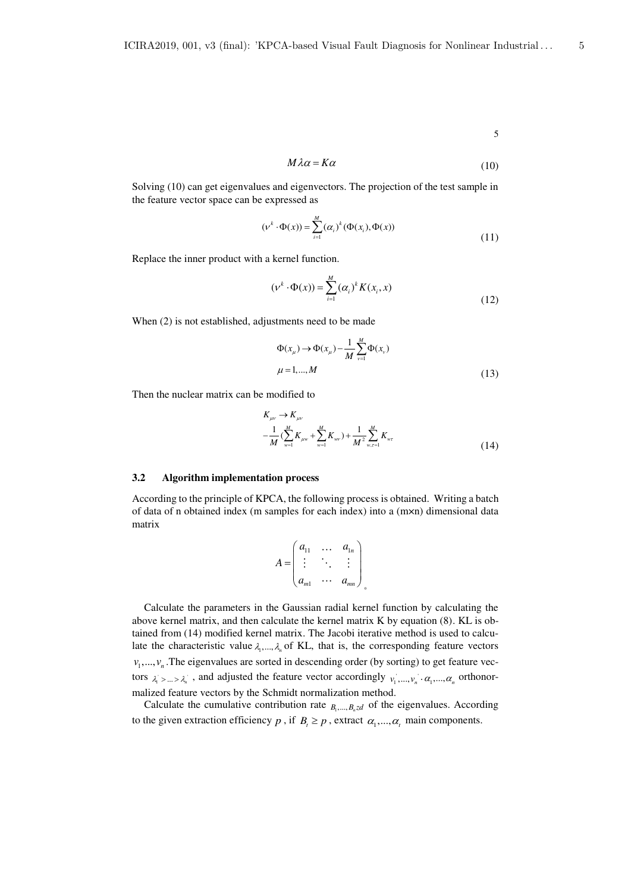$$M\lambda\alpha = K\alpha \tag{10}$$

Solving (10) can get eigenvalues and eigenvectors. The projection of the test sample in the feature vector space can be expressed as

$$(v^k \cdot \Phi(x)) = \sum_{i=1}^{M} (\alpha_i)^k (\Phi(x_i), \Phi(x)) \tag{11}$$

Replace the inner product with a kernel function.

$$(v^k \cdot \Phi(x)) = \sum_{i=1}^{M} (\alpha_i)^k K(x_i, x) \tag{12}$$

When (2) is not established, adjustments need to be made

$$\Phi(x_\mu) \to \Phi(x_\mu) - \frac{1}{M}\sum_{v=1}^{M}\Phi(x_v)$$
$$\mu = 1, \ldots, M \tag{13}$$

Then the nuclear matrix can be modified to

$$K_{\mu\nu} \to K_{\mu\nu} - \frac{1}{M}\left(\sum_{w=1}^{M} K_{\mu w} + \sum_{w=1}^{M} K_{w\nu}\right) + \frac{1}{M^2}\sum_{w,\tau=1}^{M} K_{w\tau} \tag{14}$$

### 3.2 Algorithm implementation process

According to the principle of KPCA, the following process is obtained. Writing a batch of data of n obtained index (m samples for each index) into a (m×n) dimensional data matrix

$$A = \begin{pmatrix} a_{11} & \cdots & a_{1n} \\ \vdots & \ddots & \vdots \\ a_{m1} & \cdots & a_{mn} \end{pmatrix}$$

Calculate the parameters in the Gaussian radial kernel function by calculating the above kernel matrix, and then calculate the kernel matrix K by equation (8). KL is obtained from (14) modified kernel matrix. The Jacobi iterative method is used to calculate the characteristic value $\lambda_1, \ldots, \lambda_n$ of KL, that is, the corresponding feature vectors $v_1, \ldots, v_n$. The eigenvalues are sorted in descending order (by sorting) to get feature vectors $\lambda_1^{'} > \ldots > \lambda_n^{'}$, and adjusted the feature vector accordingly $v_1^{'}, \ldots, v_n^{'} \cdot \alpha_1, \ldots, \alpha_n$ orthonormalized feature vectors by the Schmidt normalization method.

Calculate the cumulative contribution rate $B_1, \ldots, B_n zd$ of the eigenvalues. According to the given extraction efficiency $p$, if $B_t \geq p$, extract $\alpha_1, \ldots, \alpha_t$ main components.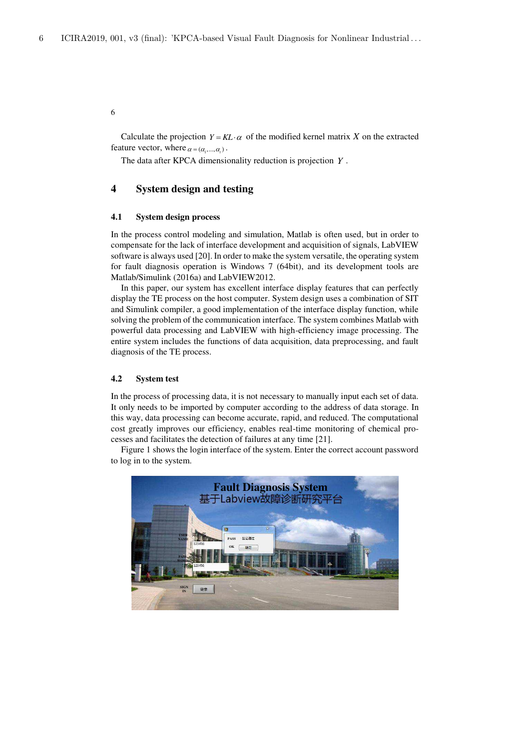Calculate the projection $Y = KL \cdot \alpha$ of the modified kernel matrix $X$ on the extracted feature vector, where $\alpha = (\alpha_1, ..., \alpha_t)$.

The data after KPCA dimensionality reduction is projection $Y$.

## 4 System design and testing

### 4.1 System design process

In the process control modeling and simulation, Matlab is often used, but in order to compensate for the lack of interface development and acquisition of signals, LabVIEW software is always used [20]. In order to make the system versatile, the operating system for fault diagnosis operation is Windows 7 (64bit), and its development tools are Matlab/Simulink (2016a) and LabVIEW2012.

In this paper, our system has excellent interface display features that can perfectly display the TE process on the host computer. System design uses a combination of SIT and Simulink compiler, a good implementation of the interface display function, while solving the problem of the communication interface. The system combines Matlab with powerful data processing and LabVIEW with high-efficiency image processing. The entire system includes the functions of data acquisition, data preprocessing, and fault diagnosis of the TE process.

### 4.2 System test

In the process of processing data, it is not necessary to manually input each set of data. It only needs to be imported by computer according to the address of data storage. In this way, data processing can become accurate, rapid, and reduced. The computational cost greatly improves our efficiency, enables real-time monitoring of chemical processes and facilitates the detection of failures at any time [21].

Figure 1 shows the login interface of the system. Enter the correct account password to log in to the system.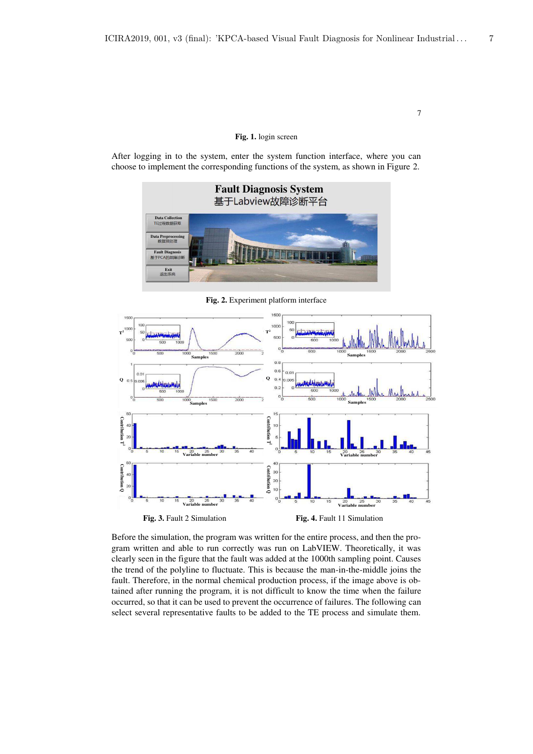Fig. 1. login screen

After logging in to the system, enter the system function interface, where you can choose to implement the corresponding functions of the system, as shown in Figure 2.

Fig. 2. Experiment platform interface

Fig. 3. Fault 2 Simulation

Fig. 4. Fault 11 Simulation

Before the simulation, the program was written for the entire process, and then the program written and able to run correctly was run on LabVIEW. Theoretically, it was clearly seen in the figure that the fault was added at the 1000th sampling point. Causes the trend of the polyline to fluctuate. This is because the man-in-the-middle joins the fault. Therefore, in the normal chemical production process, if the image above is obtained after running the program, it is not difficult to know the time when the failure occurred, so that it can be used to prevent the occurrence of failures. The following can select several representative faults to be added to the TE process and simulate them.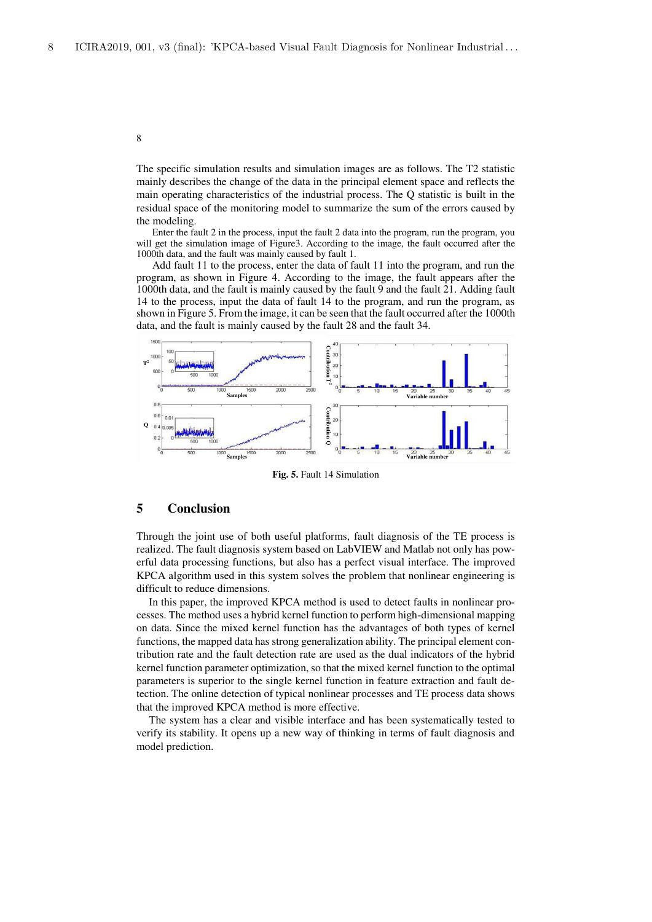The specific simulation results and simulation images are as follows. The T2 statistic mainly describes the change of the data in the principal element space and reflects the main operating characteristics of the industrial process. The Q statistic is built in the residual space of the monitoring model to summarize the sum of the errors caused by the modeling.

Enter the fault 2 in the process, input the fault 2 data into the program, run the program, you will get the simulation image of Figure3. According to the image, the fault occurred after the 1000th data, and the fault was mainly caused by fault 1.

Add fault 11 to the process, enter the data of fault 11 into the program, and run the program, as shown in Figure 4. According to the image, the fault appears after the 1000th data, and the fault is mainly caused by the fault 9 and the fault 21. Adding fault 14 to the process, input the data of fault 14 to the program, and run the program, as shown in Figure 5. From the image, it can be seen that the fault occurred after the 1000th data, and the fault is mainly caused by the fault 28 and the fault 34.

**Fig. 5.** Fault 14 Simulation

## 5 Conclusion

Through the joint use of both useful platforms, fault diagnosis of the TE process is realized. The fault diagnosis system based on LabVIEW and Matlab not only has powerful data processing functions, but also has a perfect visual interface. The improved KPCA algorithm used in this system solves the problem that nonlinear engineering is difficult to reduce dimensions.

In this paper, the improved KPCA method is used to detect faults in nonlinear processes. The method uses a hybrid kernel function to perform high-dimensional mapping on data. Since the mixed kernel function has the advantages of both types of kernel functions, the mapped data has strong generalization ability. The principal element contribution rate and the fault detection rate are used as the dual indicators of the hybrid kernel function parameter optimization, so that the mixed kernel function to the optimal parameters is superior to the single kernel function in feature extraction and fault detection. The online detection of typical nonlinear processes and TE process data shows that the improved KPCA method is more effective.

The system has a clear and visible interface and has been systematically tested to verify its stability. It opens up a new way of thinking in terms of fault diagnosis and model prediction.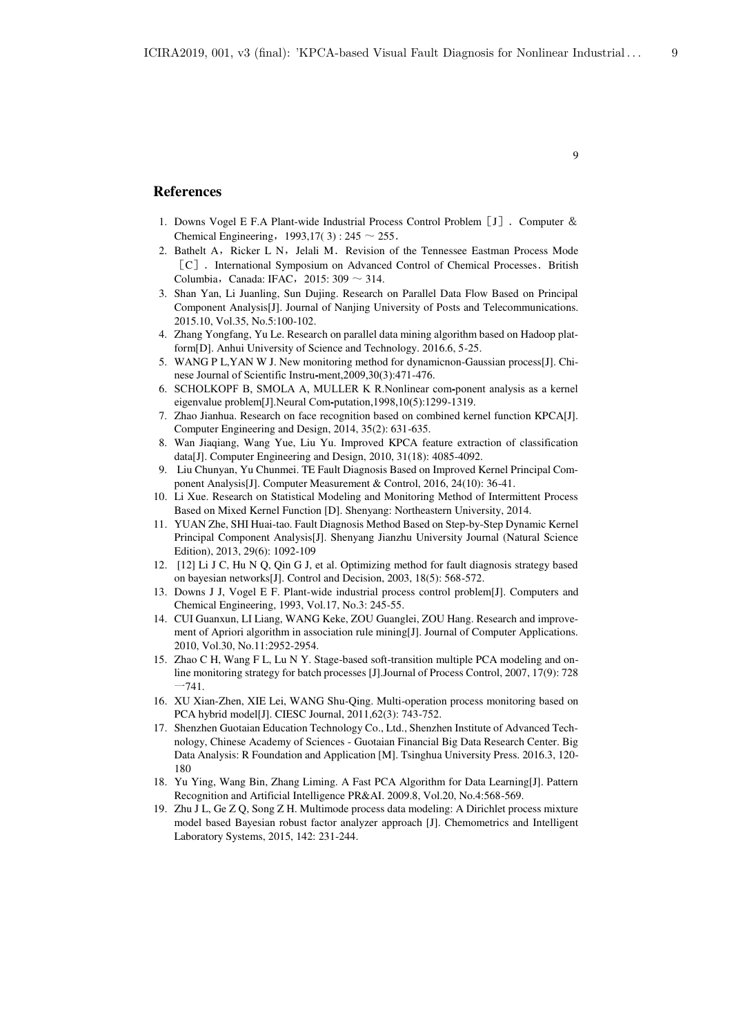## References

1. Downs Vogel E F.A Plant-wide Industrial Process Control Problem［J］. Computer & Chemical Engineering，1993,17( 3) : 245 ～ 255.
2. Bathelt A，Ricker L N，Jelali M．Revision of the Tennessee Eastman Process Mode［C］. International Symposium on Advanced Control of Chemical Processes．British Columbia，Canada: IFAC，2015: 309 ～ 314.
3. Shan Yan, Li Juanling, Sun Dujing. Research on Parallel Data Flow Based on Principal Component Analysis[J]. Journal of Nanjing University of Posts and Telecommunications. 2015.10, Vol.35, No.5:100-102.
4. Zhang Yongfang, Yu Le. Research on parallel data mining algorithm based on Hadoop platform[D]. Anhui University of Science and Technology. 2016.6, 5-25.
5. WANG P L,YAN W J. New monitoring method for dynamicnon-Gaussian process[J]. Chinese Journal of Scientific Instru-ment,2009,30(3):471-476.
6. SCHOLKOPF B, SMOLA A, MULLER K R.Nonlinear com-ponent analysis as a kernel eigenvalue problem[J].Neural Com-putation,1998,10(5):1299-1319.
7. Zhao Jianhua. Research on face recognition based on combined kernel function KPCA[J]. Computer Engineering and Design, 2014, 35(2): 631-635.
8. Wan Jiaqiang, Wang Yue, Liu Yu. Improved KPCA feature extraction of classification data[J]. Computer Engineering and Design, 2010, 31(18): 4085-4092.
9. Liu Chunyan, Yu Chunmei. TE Fault Diagnosis Based on Improved Kernel Principal Component Analysis[J]. Computer Measurement & Control, 2016, 24(10): 36-41.
10. Li Xue. Research on Statistical Modeling and Monitoring Method of Intermittent Process Based on Mixed Kernel Function [D]. Shenyang: Northeastern University, 2014.
11. YUAN Zhe, SHI Huai-tao. Fault Diagnosis Method Based on Step-by-Step Dynamic Kernel Principal Component Analysis[J]. Shenyang Jianzhu University Journal (Natural Science Edition), 2013, 29(6): 1092-109
12. [12] Li J C, Hu N Q, Qin G J, et al. Optimizing method for fault diagnosis strategy based on bayesian networks[J]. Control and Decision, 2003, 18(5): 568-572.
13. Downs J J, Vogel E F. Plant-wide industrial process control problem[J]. Computers and Chemical Engineering, 1993, Vol.17, No.3: 245-55.
14. CUI Guanxun, LI Liang, WANG Keke, ZOU Guanglei, ZOU Hang. Research and improvement of Apriori algorithm in association rule mining[J]. Journal of Computer Applications. 2010, Vol.30, No.11:2952-2954.
15. Zhao C H, Wang F L, Lu N Y. Stage-based soft-transition multiple PCA modeling and online monitoring strategy for batch processes [J].Journal of Process Control, 2007, 17(9): 728 —741.
16. XU Xian-Zhen, XIE Lei, WANG Shu-Qing. Multi-operation process monitoring based on PCA hybrid model[J]. CIESC Journal, 2011,62(3): 743-752.
17. Shenzhen Guotaian Education Technology Co., Ltd., Shenzhen Institute of Advanced Technology, Chinese Academy of Sciences - Guotaian Financial Big Data Research Center. Big Data Analysis: R Foundation and Application [M]. Tsinghua University Press. 2016.3, 120-180
18. Yu Ying, Wang Bin, Zhang Liming. A Fast PCA Algorithm for Data Learning[J]. Pattern Recognition and Artificial Intelligence PR&AI. 2009.8, Vol.20, No.4:568-569.
19. Zhu J L, Ge Z Q, Song Z H. Multimode process data modeling: A Dirichlet process mixture model based Bayesian robust factor analyzer approach [J]. Chemometrics and Intelligent Laboratory Systems, 2015, 142: 231-244.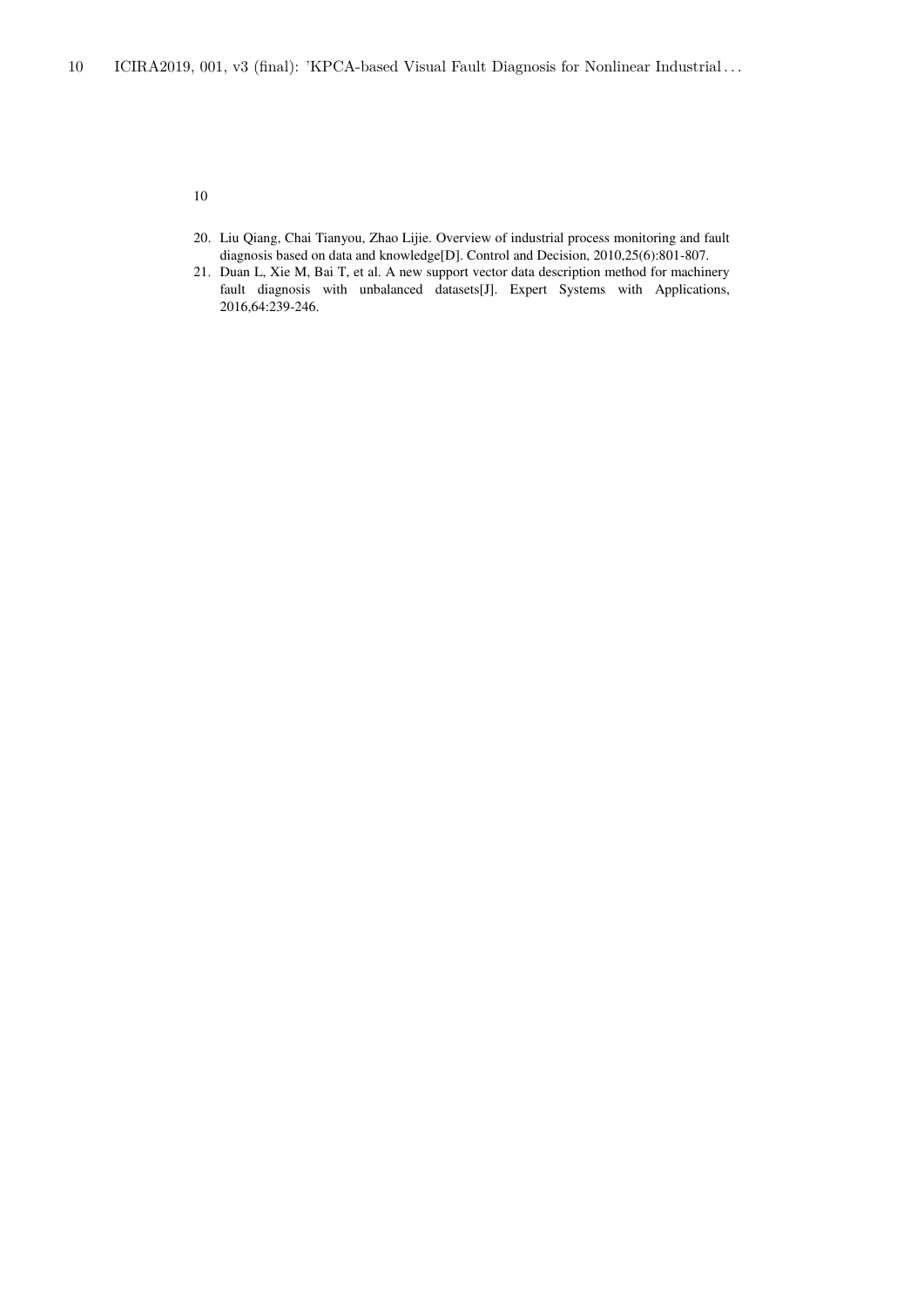20. Liu Qiang, Chai Tianyou, Zhao Lijie. Overview of industrial process monitoring and fault diagnosis based on data and knowledge[D]. Control and Decision, 2010,25(6):801-807.
21. Duan L, Xie M, Bai T, et al. A new support vector data description method for machinery fault diagnosis with unbalanced datasets[J]. Expert Systems with Applications, 2016,64:239-246.